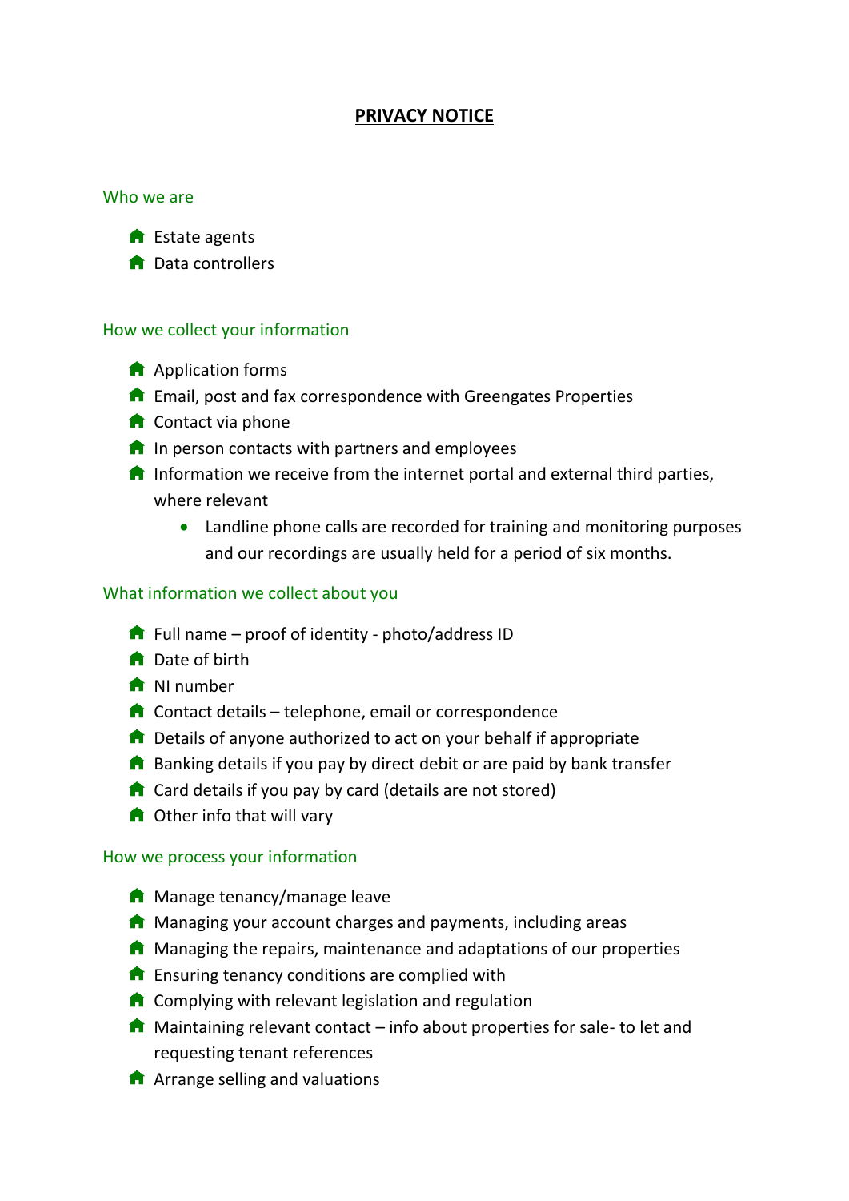# PRIVACY NOTICE

## Who we are

- Estate agents
- Data controllers

## How we collect your information

- Application forms
- Email, post and fax correspondence with Greengates Properties
- Contact via phone
- In person contacts with partners and employees
- Information we receive from the internet portal and external third parties, where relevant
    - Landline phone calls are recorded for training and monitoring purposes and our recordings are usually held for a period of six months.

## What information we collect about you

- Full name – proof of identity - photo/address ID
- Date of birth
- NI number
- Contact details – telephone, email or correspondence
- Details of anyone authorized to act on your behalf if appropriate
- Banking details if you pay by direct debit or are paid by bank transfer
- Card details if you pay by card (details are not stored)
- Other info that will vary

## How we process your information

- Manage tenancy/manage leave
- Managing your account charges and payments, including areas
- Managing the repairs, maintenance and adaptations of our properties
- Ensuring tenancy conditions are complied with
- Complying with relevant legislation and regulation
- Maintaining relevant contact – info about properties for sale- to let and requesting tenant references
- Arrange selling and valuations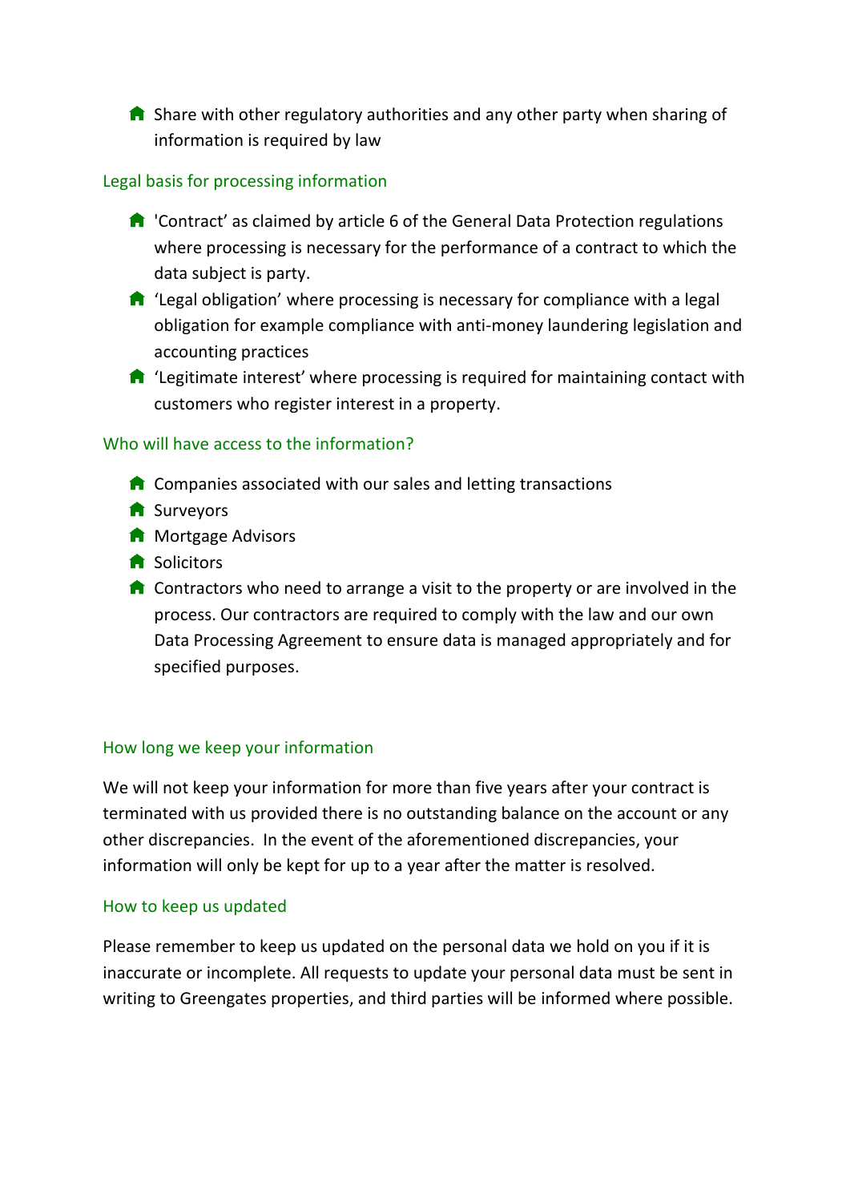- Share with other regulatory authorities and any other party when sharing of information is required by law

## Legal basis for processing information

- 'Contract' as claimed by article 6 of the General Data Protection regulations where processing is necessary for the performance of a contract to which the data subject is party.
- 'Legal obligation' where processing is necessary for compliance with a legal obligation for example compliance with anti-money laundering legislation and accounting practices
- 'Legitimate interest' where processing is required for maintaining contact with customers who register interest in a property.

## Who will have access to the information?

- Companies associated with our sales and letting transactions
- Surveyors
- Mortgage Advisors
- Solicitors
- Contractors who need to arrange a visit to the property or are involved in the process. Our contractors are required to comply with the law and our own Data Processing Agreement to ensure data is managed appropriately and for specified purposes.

## How long we keep your information

We will not keep your information for more than five years after your contract is terminated with us provided there is no outstanding balance on the account or any other discrepancies. In the event of the aforementioned discrepancies, your information will only be kept for up to a year after the matter is resolved.

## How to keep us updated

Please remember to keep us updated on the personal data we hold on you if it is inaccurate or incomplete. All requests to update your personal data must be sent in writing to Greengates properties, and third parties will be informed where possible.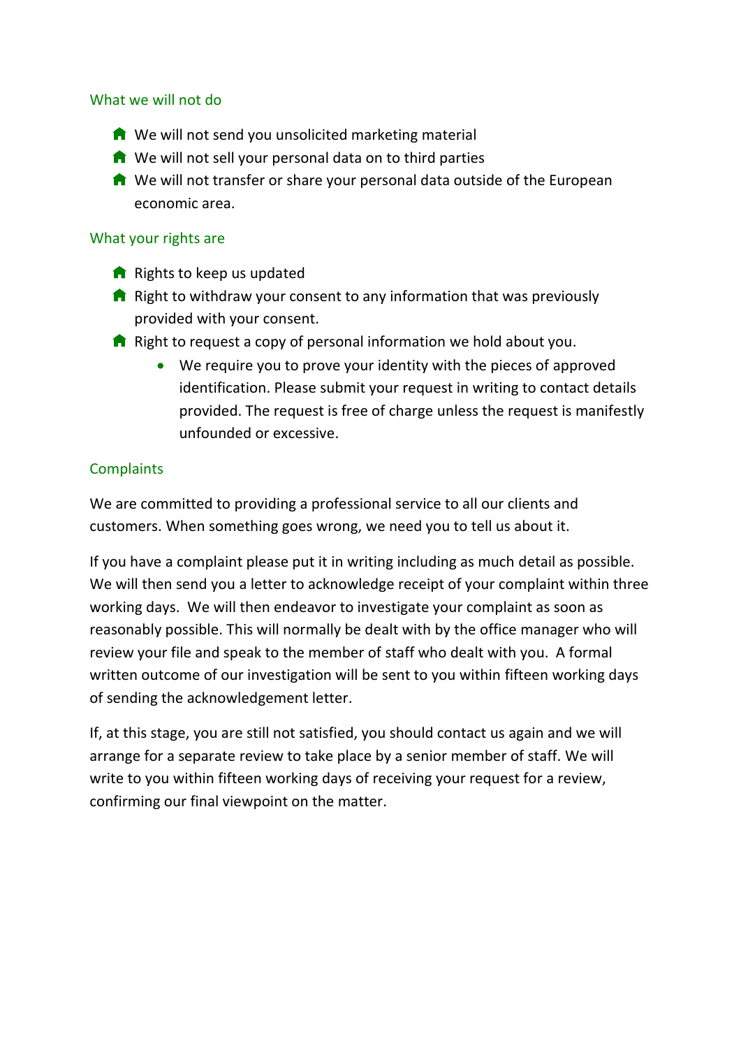## What we will not do

- We will not send you unsolicited marketing material
- We will not sell your personal data on to third parties
- We will not transfer or share your personal data outside of the European economic area.

## What your rights are

- Rights to keep us updated
- Right to withdraw your consent to any information that was previously provided with your consent.
- Right to request a copy of personal information we hold about you.
  - We require you to prove your identity with the pieces of approved identification. Please submit your request in writing to contact details provided. The request is free of charge unless the request is manifestly unfounded or excessive.

## Complaints

We are committed to providing a professional service to all our clients and customers. When something goes wrong, we need you to tell us about it.

If you have a complaint please put it in writing including as much detail as possible. We will then send you a letter to acknowledge receipt of your complaint within three working days. We will then endeavor to investigate your complaint as soon as reasonably possible. This will normally be dealt with by the office manager who will review your file and speak to the member of staff who dealt with you. A formal written outcome of our investigation will be sent to you within fifteen working days of sending the acknowledgement letter.

If, at this stage, you are still not satisfied, you should contact us again and we will arrange for a separate review to take place by a senior member of staff. We will write to you within fifteen working days of receiving your request for a review, confirming our final viewpoint on the matter.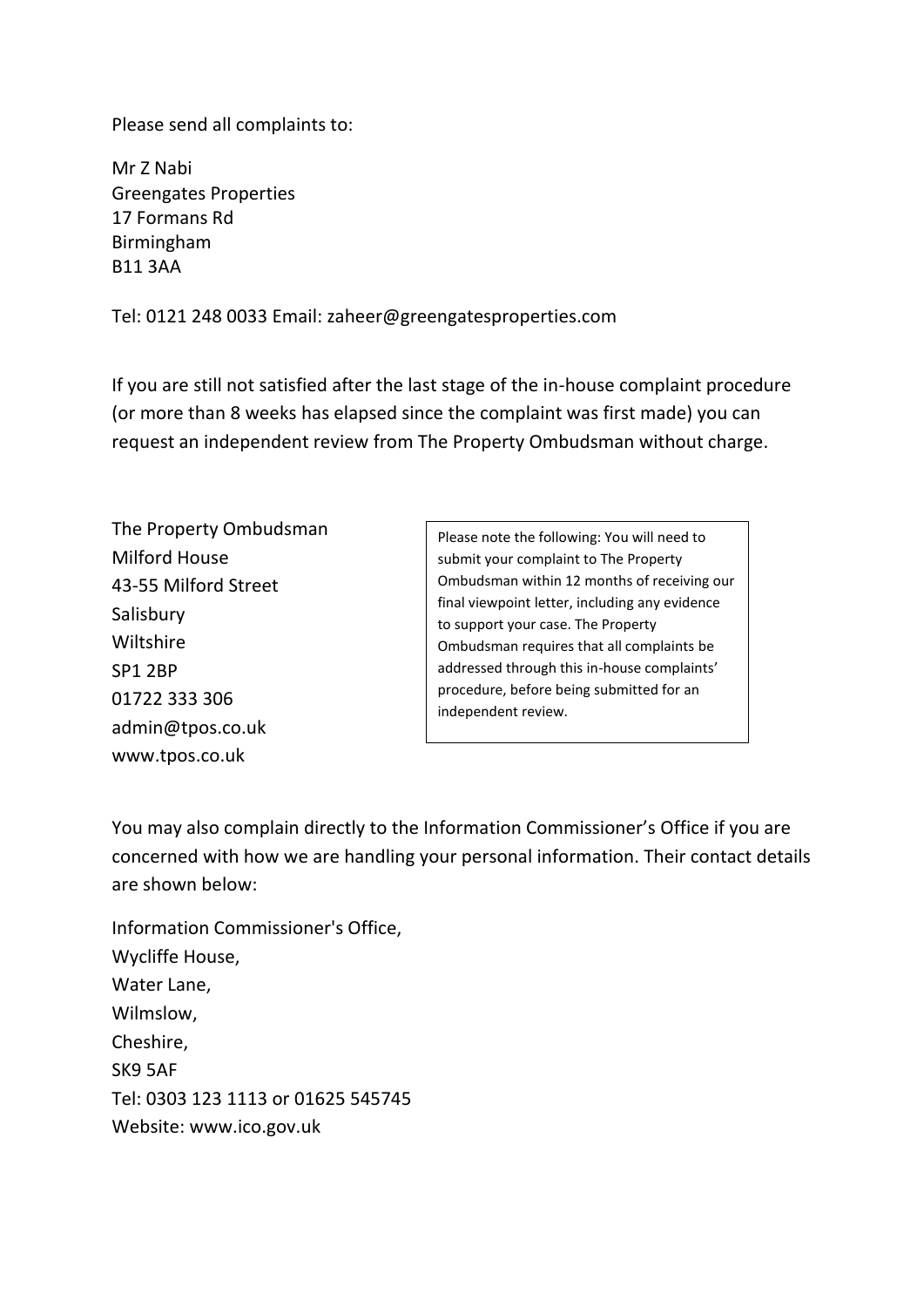Please send all complaints to:

Mr Z Nabi
Greengates Properties
17 Formans Rd
Birmingham
B11 3AA

Tel: 0121 248 0033 Email: zaheer@greengatesproperties.com

If you are still not satisfied after the last stage of the in-house complaint procedure (or more than 8 weeks has elapsed since the complaint was first made) you can request an independent review from The Property Ombudsman without charge.

The Property Ombudsman
Milford House
43-55 Milford Street
Salisbury
Wiltshire
SP1 2BP
01722 333 306
admin@tpos.co.uk
www.tpos.co.uk

Please note the following: You will need to submit your complaint to The Property Ombudsman within 12 months of receiving our final viewpoint letter, including any evidence to support your case. The Property Ombudsman requires that all complaints be addressed through this in-house complaints' procedure, before being submitted for an independent review.

You may also complain directly to the Information Commissioner's Office if you are concerned with how we are handling your personal information. Their contact details are shown below:

Information Commissioner's Office,
Wycliffe House,
Water Lane,
Wilmslow,
Cheshire,
SK9 5AF
Tel: 0303 123 1113 or 01625 545745
Website: www.ico.gov.uk